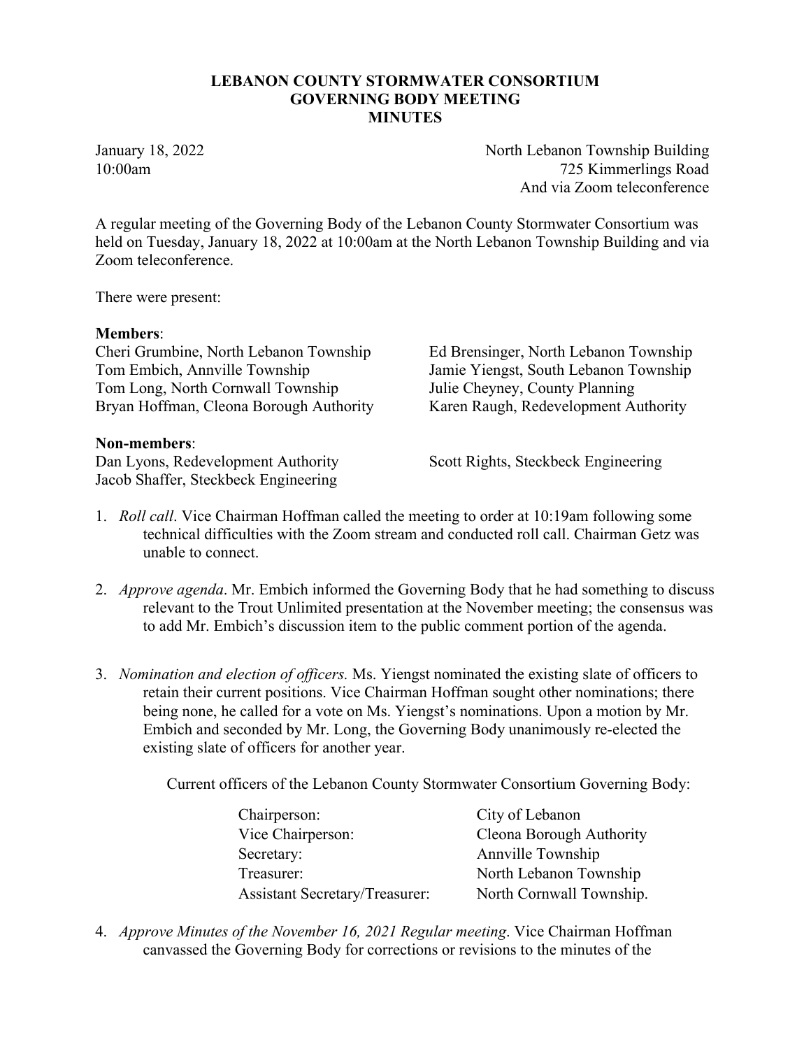# LEBANON COUNTY STORMWATER CONSORTIUM GOVERNING BODY MEETING MINUTES

January 18, 2022
10:00am

North Lebanon Township Building
725 Kimmerlings Road
And via Zoom teleconference

A regular meeting of the Governing Body of the Lebanon County Stormwater Consortium was held on Tuesday, January 18, 2022 at 10:00am at the North Lebanon Township Building and via Zoom teleconference.

There were present:

**Members**:

Cheri Grumbine, North Lebanon Township
Tom Embich, Annville Township
Tom Long, North Cornwall Township
Bryan Hoffman, Cleona Borough Authority
Ed Brensinger, North Lebanon Township
Jamie Yiengst, South Lebanon Township
Julie Cheyney, County Planning
Karen Raugh, Redevelopment Authority

**Non-members**:

Dan Lyons, Redevelopment Authority
Jacob Shaffer, Steckbeck Engineering
Scott Rights, Steckbeck Engineering

1. *Roll call*. Vice Chairman Hoffman called the meeting to order at 10:19am following some technical difficulties with the Zoom stream and conducted roll call. Chairman Getz was unable to connect.

2. *Approve agenda*. Mr. Embich informed the Governing Body that he had something to discuss relevant to the Trout Unlimited presentation at the November meeting; the consensus was to add Mr. Embich's discussion item to the public comment portion of the agenda.

3. *Nomination and election of officers.* Ms. Yiengst nominated the existing slate of officers to retain their current positions. Vice Chairman Hoffman sought other nominations; there being none, he called for a vote on Ms. Yiengst's nominations. Upon a motion by Mr. Embich and seconded by Mr. Long, the Governing Body unanimously re-elected the existing slate of officers for another year.

   Current officers of the Lebanon County Stormwater Consortium Governing Body:

   | | |
   |---|---|
   | Chairperson: | City of Lebanon |
   | Vice Chairperson: | Cleona Borough Authority |
   | Secretary: | Annville Township |
   | Treasurer: | North Lebanon Township |
   | Assistant Secretary/Treasurer: | North Cornwall Township. |

4. *Approve Minutes of the November 16, 2021 Regular meeting*. Vice Chairman Hoffman canvassed the Governing Body for corrections or revisions to the minutes of the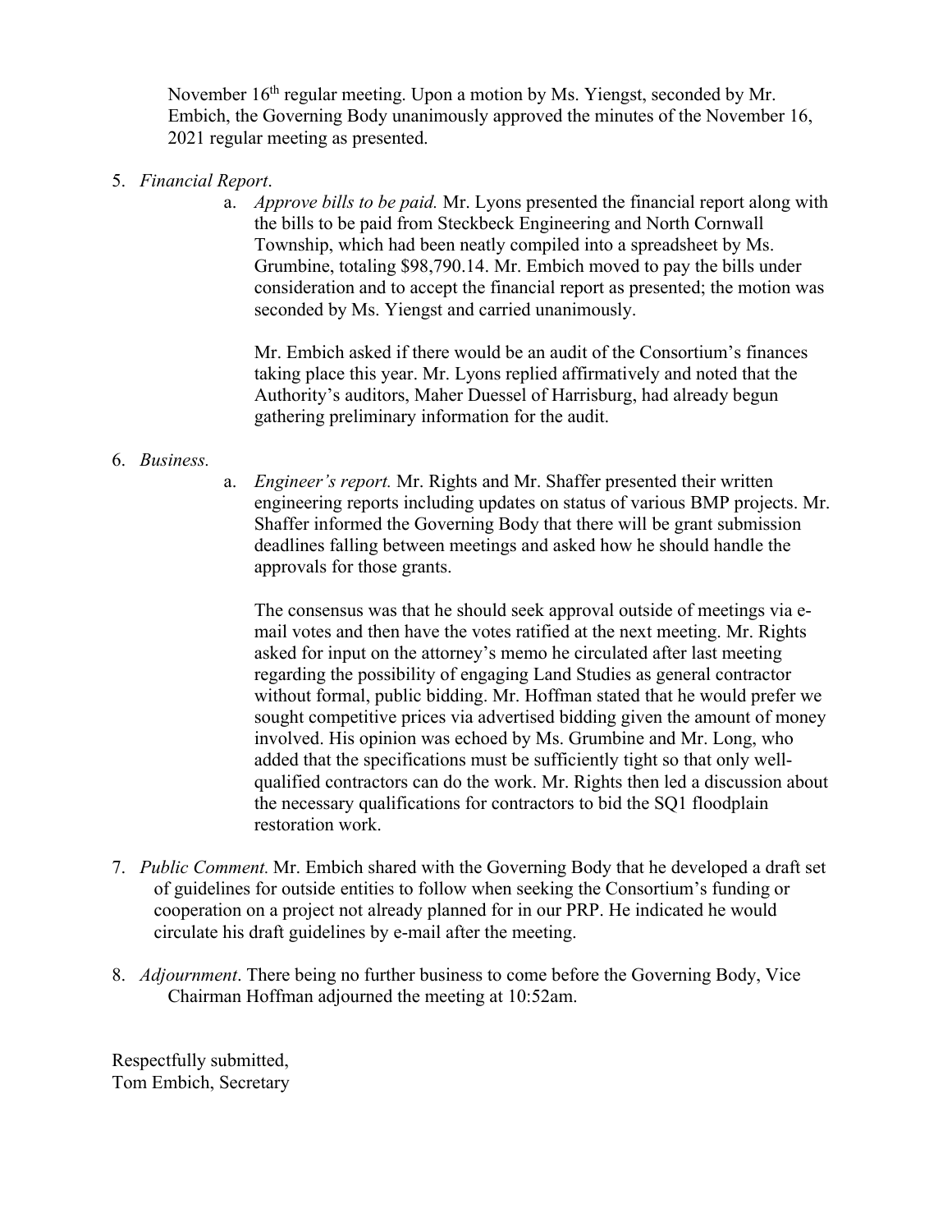November 16th regular meeting. Upon a motion by Ms. Yiengst, seconded by Mr. Embich, the Governing Body unanimously approved the minutes of the November 16, 2021 regular meeting as presented.

5. *Financial Report*.
   a. *Approve bills to be paid.* Mr. Lyons presented the financial report along with the bills to be paid from Steckbeck Engineering and North Cornwall Township, which had been neatly compiled into a spreadsheet by Ms. Grumbine, totaling $98,790.14. Mr. Embich moved to pay the bills under consideration and to accept the financial report as presented; the motion was seconded by Ms. Yiengst and carried unanimously.

      Mr. Embich asked if there would be an audit of the Consortium's finances taking place this year. Mr. Lyons replied affirmatively and noted that the Authority's auditors, Maher Duessel of Harrisburg, had already begun gathering preliminary information for the audit.

6. *Business.*
   a. *Engineer's report.* Mr. Rights and Mr. Shaffer presented their written engineering reports including updates on status of various BMP projects. Mr. Shaffer informed the Governing Body that there will be grant submission deadlines falling between meetings and asked how he should handle the approvals for those grants.

      The consensus was that he should seek approval outside of meetings via e-mail votes and then have the votes ratified at the next meeting. Mr. Rights asked for input on the attorney's memo he circulated after last meeting regarding the possibility of engaging Land Studies as general contractor without formal, public bidding. Mr. Hoffman stated that he would prefer we sought competitive prices via advertised bidding given the amount of money involved. His opinion was echoed by Ms. Grumbine and Mr. Long, who added that the specifications must be sufficiently tight so that only well-qualified contractors can do the work. Mr. Rights then led a discussion about the necessary qualifications for contractors to bid the SQ1 floodplain restoration work.

7. *Public Comment.* Mr. Embich shared with the Governing Body that he developed a draft set of guidelines for outside entities to follow when seeking the Consortium's funding or cooperation on a project not already planned for in our PRP. He indicated he would circulate his draft guidelines by e-mail after the meeting.

8. *Adjournment*. There being no further business to come before the Governing Body, Vice Chairman Hoffman adjourned the meeting at 10:52am.

Respectfully submitted,
Tom Embich, Secretary